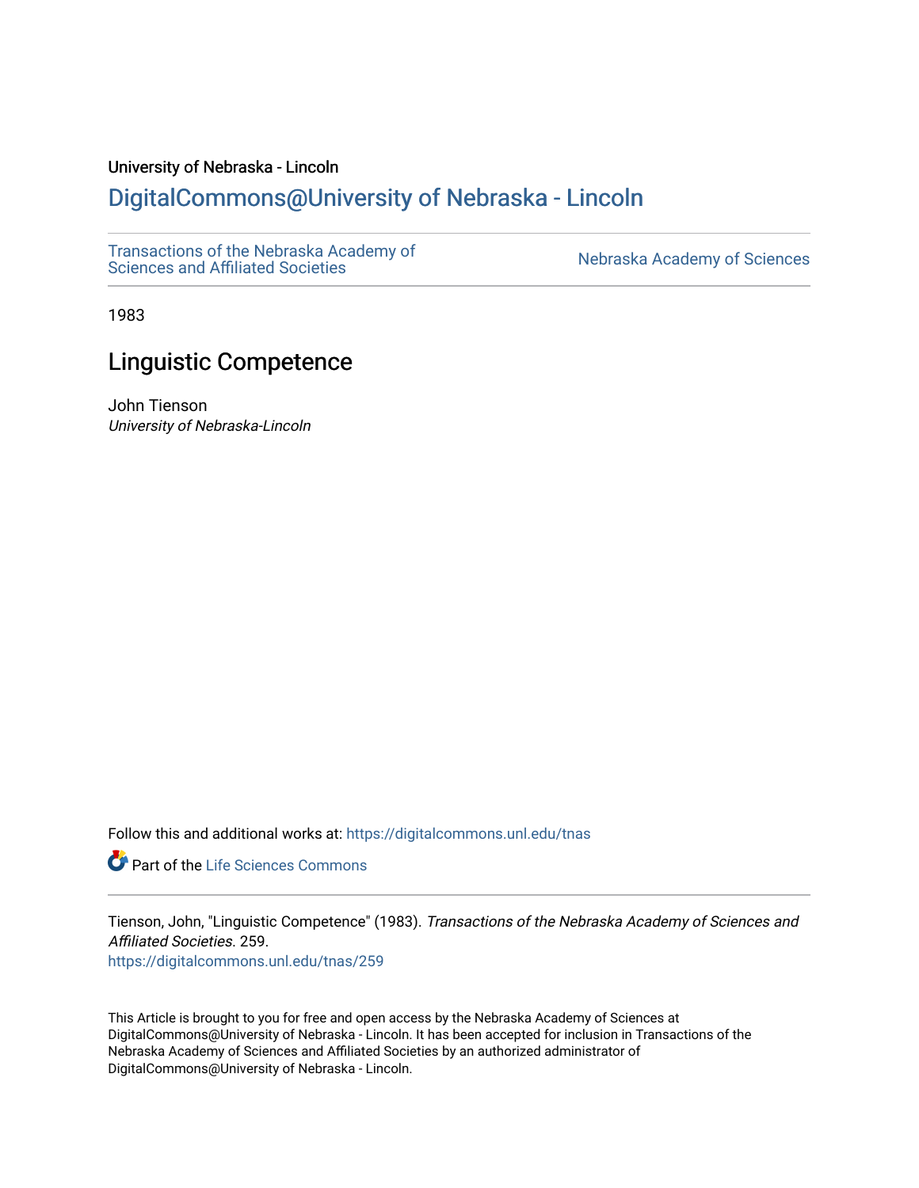University of Nebraska - Lincoln

# DigitalCommons@University of Nebraska - Lincoln

Transactions of the Nebraska Academy of Sciences and Affiliated Societies

Nebraska Academy of Sciences

1983

## Linguistic Competence

John Tienson

*University of Nebraska-Lincoln*

Follow this and additional works at: https://digitalcommons.unl.edu/tnas

Part of the Life Sciences Commons

Tienson, John, "Linguistic Competence" (1983). *Transactions of the Nebraska Academy of Sciences and Affiliated Societies*. 259.
https://digitalcommons.unl.edu/tnas/259

This Article is brought to you for free and open access by the Nebraska Academy of Sciences at DigitalCommons@University of Nebraska - Lincoln. It has been accepted for inclusion in Transactions of the Nebraska Academy of Sciences and Affiliated Societies by an authorized administrator of DigitalCommons@University of Nebraska - Lincoln.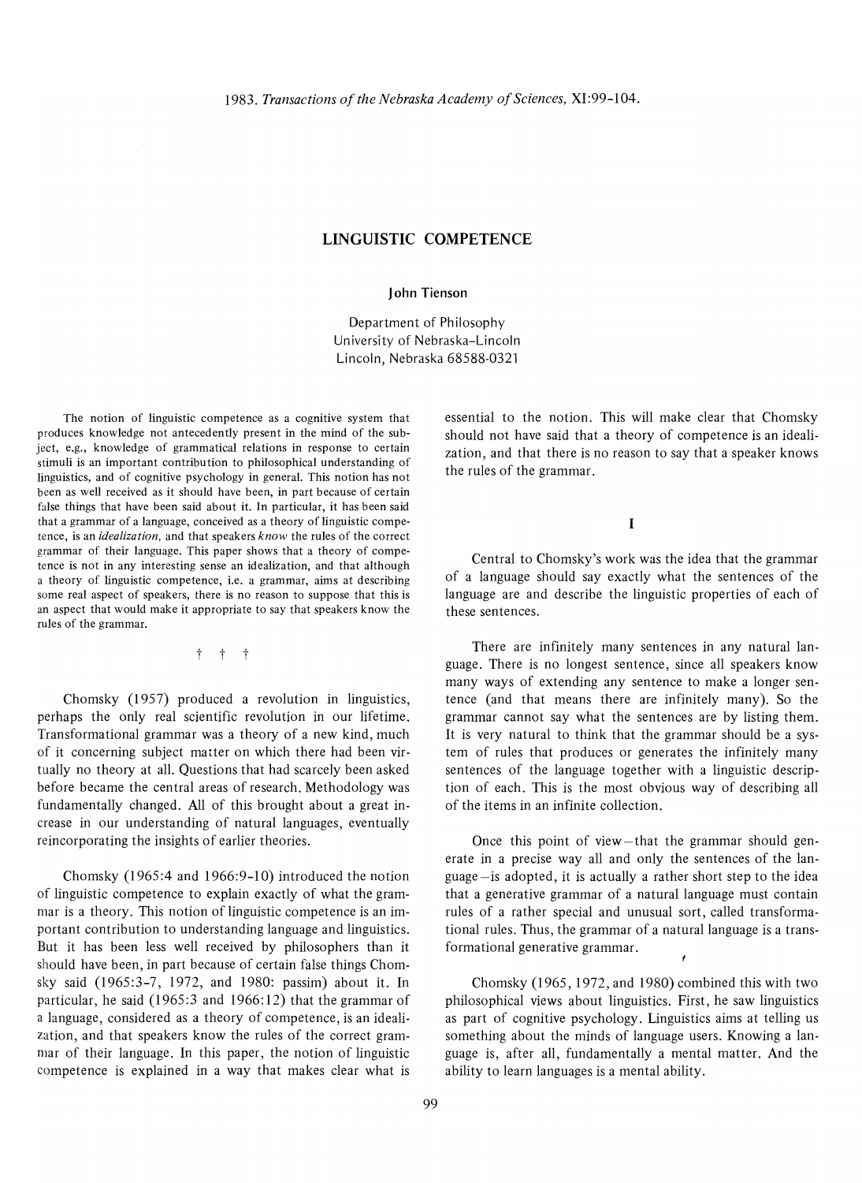# LINGUISTIC COMPETENCE

**John Tienson**

Department of Philosophy
University of Nebraska–Lincoln
Lincoln, Nebraska 68588-0321

The notion of linguistic competence as a cognitive system that produces knowledge not antecedently present in the mind of the subject, e.g., knowledge of grammatical relations in response to certain stimuli is an important contribution to philosophical understanding of linguistics, and of cognitive psychology in general. This notion has not been as well received as it should have been, in part because of certain false things that have been said about it. In particular, it has been said that a grammar of a language, conceived as a theory of linguistic competence, is an *idealization,* and that speakers *know* the rules of the correct grammar of their language. This paper shows that a theory of competence is not in any interesting sense an idealization, and that although a theory of linguistic competence, i.e. a grammar, aims at describing some real aspect of speakers, there is no reason to suppose that this is an aspect that would make it appropriate to say that speakers know the rules of the grammar.

† † †

Chomsky (1957) produced a revolution in linguistics, perhaps the only real scientific revolution in our lifetime. Transformational grammar was a theory of a new kind, much of it concerning subject matter on which there had been virtually no theory at all. Questions that had scarcely been asked before became the central areas of research. Methodology was fundamentally changed. All of this brought about a great increase in our understanding of natural languages, eventually reincorporating the insights of earlier theories.

Chomsky (1965:4 and 1966:9-10) introduced the notion of linguistic competence to explain exactly of what the grammar is a theory. This notion of linguistic competence is an important contribution to understanding language and linguistics. But it has been less well received by philosophers than it should have been, in part because of certain false things Chomsky said (1965:3-7, 1972, and 1980: passim) about it. In particular, he said (1965:3 and 1966:12) that the grammar of a language, considered as a theory of competence, is an idealization, and that speakers know the rules of the correct grammar of their language. In this paper, the notion of linguistic competence is explained in a way that makes clear what is essential to the notion. This will make clear that Chomsky should not have said that a theory of competence is an idealization, and that there is no reason to say that a speaker knows the rules of the grammar.

## I

Central to Chomsky's work was the idea that the grammar of a language should say exactly what the sentences of the language are and describe the linguistic properties of each of these sentences.

There are infinitely many sentences in any natural language. There is no longest sentence, since all speakers know many ways of extending any sentence to make a longer sentence (and that means there are infinitely many). So the grammar cannot say what the sentences are by listing them. It is very natural to think that the grammar should be a system of rules that produces or generates the infinitely many sentences of the language together with a linguistic description of each. This is the most obvious way of describing all of the items in an infinite collection.

Once this point of view—that the grammar should generate in a precise way all and only the sentences of the language—is adopted, it is actually a rather short step to the idea that a generative grammar of a natural language must contain rules of a rather special and unusual sort, called transformational rules. Thus, the grammar of a natural language is a transformational generative grammar.

Chomsky (1965, 1972, and 1980) combined this with two philosophical views about linguistics. First, he saw linguistics as part of cognitive psychology. Linguistics aims at telling us something about the minds of language users. Knowing a language is, after all, fundamentally a mental matter. And the ability to learn languages is a mental ability.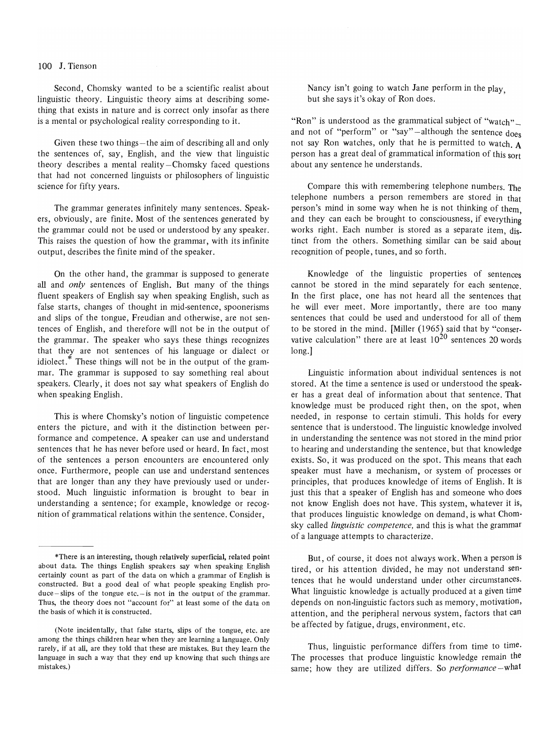Second, Chomsky wanted to be a scientific realist about linguistic theory. Linguistic theory aims at describing something that exists in nature and is correct only insofar as there is a mental or psychological reality corresponding to it.

Given these two things—the aim of describing all and only the sentences of, say, English, and the view that linguistic theory describes a mental reality—Chomsky faced questions that had not concerned linguists or philosophers of linguistic science for fifty years.

The grammar generates infinitely many sentences. Speakers, obviously, are finite. Most of the sentences generated by the grammar could not be used or understood by any speaker. This raises the question of how the grammar, with its infinite output, describes the finite mind of the speaker.

On the other hand, the grammar is supposed to generate all and *only* sentences of English. But many of the things fluent speakers of English say when speaking English, such as false starts, changes of thought in mid-sentence, spoonerisms and slips of the tongue, Freudian and otherwise, are not sentences of English, and therefore will not be in the output of the grammar. The speaker who says these things recognizes that they are not sentences of his language or dialect or idiolect.* These things will not be in the output of the grammar. The grammar is supposed to say something real about speakers. Clearly, it does not say what speakers of English do when speaking English.

This is where Chomsky's notion of linguistic competence enters the picture, and with it the distinction between performance and competence. A speaker can use and understand sentences that he has never before used or heard. In fact, most of the sentences a person encounters are encountered only once. Furthermore, people can use and understand sentences that are longer than any they have previously used or understood. Much linguistic information is brought to bear in understanding a sentence; for example, knowledge or recognition of grammatical relations within the sentence. Consider,

> Nancy isn't going to watch Jane perform in the play, but she says it's okay of Ron does.

"Ron" is understood as the grammatical subject of "watch"—and not of "perform" or "say"—although the sentence does not say Ron watches, only that he is permitted to watch. A person has a great deal of grammatical information of this sort about any sentence he understands.

Compare this with remembering telephone numbers. The telephone numbers a person remembers are stored in that person's mind in some way when he is not thinking of them, and they can each be brought to consciousness, if everything works right. Each number is stored as a separate item, distinct from the others. Something similar can be said about recognition of people, tunes, and so forth.

Knowledge of the linguistic properties of sentences cannot be stored in the mind separately for each sentence. In the first place, one has not heard all the sentences that he will ever meet. More importantly, there are too many sentences that could be used and understood for all of them to be stored in the mind. [Miller (1965) said that by "conservative calculation" there are at least $10^{20}$ sentences 20 words long.]

Linguistic information about individual sentences is not stored. At the time a sentence is used or understood the speaker has a great deal of information about that sentence. That knowledge must be produced right then, on the spot, when needed, in response to certain stimuli. This holds for every sentence that is understood. The linguistic knowledge involved in understanding the sentence was not stored in the mind prior to hearing and understanding the sentence, but that knowledge exists. So, it was produced on the spot. This means that each speaker must have a mechanism, or system of processes or principles, that produces knowledge of items of English. It is just this that a speaker of English has and someone who does not know English does not have. This system, whatever it is, that produces linguistic knowledge on demand, is what Chomsky called *linguistic competence,* and this is what the grammar of a language attempts to characterize.

But, of course, it does not always work. When a person is tired, or his attention divided, he may not understand sentences that he would understand under other circumstances. What linguistic knowledge is actually produced at a given time depends on non-linguistic factors such as memory, motivation, attention, and the peripheral nervous system, factors that can be affected by fatigue, drugs, environment, etc.

Thus, linguistic performance differs from time to time. The processes that produce linguistic knowledge remain the same; how they are utilized differs. So *performance*—what

---

*There is an interesting, though relatively superficial, related point about data. The things English speakers say when speaking English certainly count as part of the data on which a grammar of English is constructed. But a good deal of what people speaking English produce—slips of the tongue etc.—is not in the output of the grammar. Thus, the theory does not "account for" at least some of the data on the basis of which it is constructed.

(Note incidentally, that false starts, slips of the tongue, etc. are among the things children hear when they are learning a language. Only rarely, if at all, are they told that these are mistakes. But they learn the language in such a way that they end up knowing that such things are mistakes.)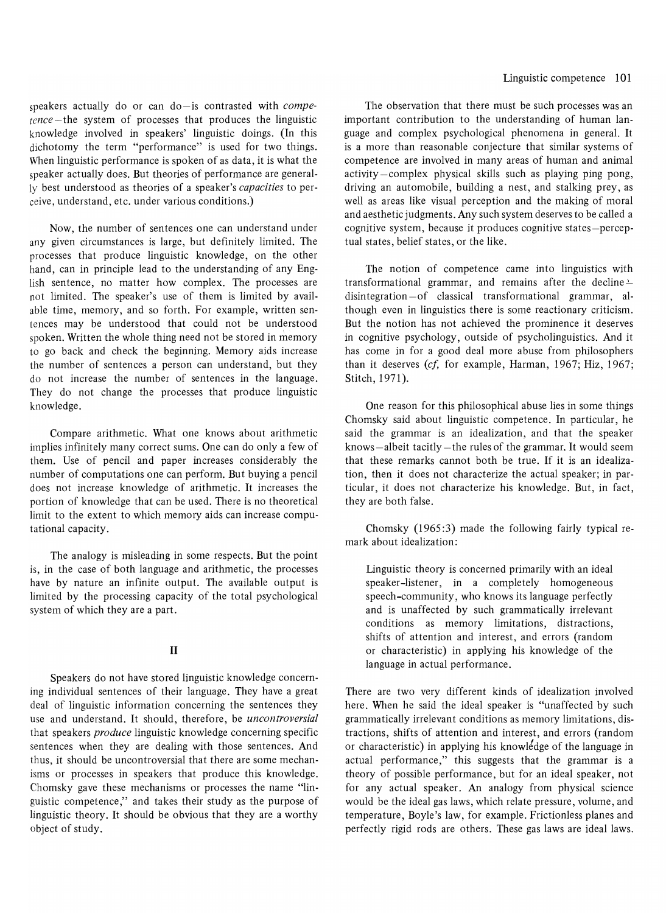speakers actually do or can do—is contrasted with *competence*—the system of processes that produces the linguistic knowledge involved in speakers' linguistic doings. (In this dichotomy the term "performance" is used for two things. When linguistic performance is spoken of as data, it is what the speaker actually does. But theories of performance are generally best understood as theories of a speaker's *capacities* to perceive, understand, etc. under various conditions.)

Now, the number of sentences one can understand under any given circumstances is large, but definitely limited. The processes that produce linguistic knowledge, on the other hand, can in principle lead to the understanding of any English sentence, no matter how complex. The processes are not limited. The speaker's use of them is limited by available time, memory, and so forth. For example, written sentences may be understood that could not be understood spoken. Written the whole thing need not be stored in memory to go back and check the beginning. Memory aids increase the number of sentences a person can understand, but they do not increase the number of sentences in the language. They do not change the processes that produce linguistic knowledge.

Compare arithmetic. What one knows about arithmetic implies infinitely many correct sums. One can do only a few of them. Use of pencil and paper increases considerably the number of computations one can perform. But buying a pencil does not increase knowledge of arithmetic. It increases the portion of knowledge that can be used. There is no theoretical limit to the extent to which memory aids can increase computational capacity.

The analogy is misleading in some respects. But the point is, in the case of both language and arithmetic, the processes have by nature an infinite output. The available output is limited by the processing capacity of the total psychological system of which they are a part.

## II

Speakers do not have stored linguistic knowledge concerning individual sentences of their language. They have a great deal of linguistic information concerning the sentences they use and understand. It should, therefore, be *uncontroversial* that speakers *produce* linguistic knowledge concerning specific sentences when they are dealing with those sentences. And thus, it should be uncontroversial that there are some mechanisms or processes in speakers that produce this knowledge. Chomsky gave these mechanisms or processes the name "linguistic competence," and takes their study as the purpose of linguistic theory. It should be obvious that they are a worthy object of study.

The observation that there must be such processes was an important contribution to the understanding of human language and complex psychological phenomena in general. It is a more than reasonable conjecture that similar systems of competence are involved in many areas of human and animal activity—complex physical skills such as playing ping pong, driving an automobile, building a nest, and stalking prey, as well as areas like visual perception and the making of moral and aesthetic judgments. Any such system deserves to be called a cognitive system, because it produces cognitive states—perceptual states, belief states, or the like.

The notion of competence came into linguistics with transformational grammar, and remains after the decline—disintegration—of classical transformational grammar, although even in linguistics there is some reactionary criticism. But the notion has not achieved the prominence it deserves in cognitive psychology, outside of psycholinguistics. And it has come in for a good deal more abuse from philosophers than it deserves (*cf*, for example, Harman, 1967; Hiz, 1967; Stitch, 1971).

One reason for this philosophical abuse lies in some things Chomsky said about linguistic competence. In particular, he said the grammar is an idealization, and that the speaker knows—albeit tacitly—the rules of the grammar. It would seem that these remarks cannot both be true. If it is an idealization, then it does not characterize the actual speaker; in particular, it does not characterize his knowledge. But, in fact, they are both false.

Chomsky (1965:3) made the following fairly typical remark about idealization:

> Linguistic theory is concerned primarily with an ideal speaker-listener, in a completely homogeneous speech-community, who knows its language perfectly and is unaffected by such grammatically irrelevant conditions as memory limitations, distractions, shifts of attention and interest, and errors (random or characteristic) in applying his knowledge of the language in actual performance.

There are two very different kinds of idealization involved here. When he said the ideal speaker is "unaffected by such grammatically irrelevant conditions as memory limitations, distractions, shifts of attention and interest, and errors (random or characteristic) in applying his knowledge of the language in actual performance," this suggests that the grammar is a theory of possible performance, but for an ideal speaker, not for any actual speaker. An analogy from physical science would be the ideal gas laws, which relate pressure, volume, and temperature, Boyle's law, for example. Frictionless planes and perfectly rigid rods are others. These gas laws are ideal laws.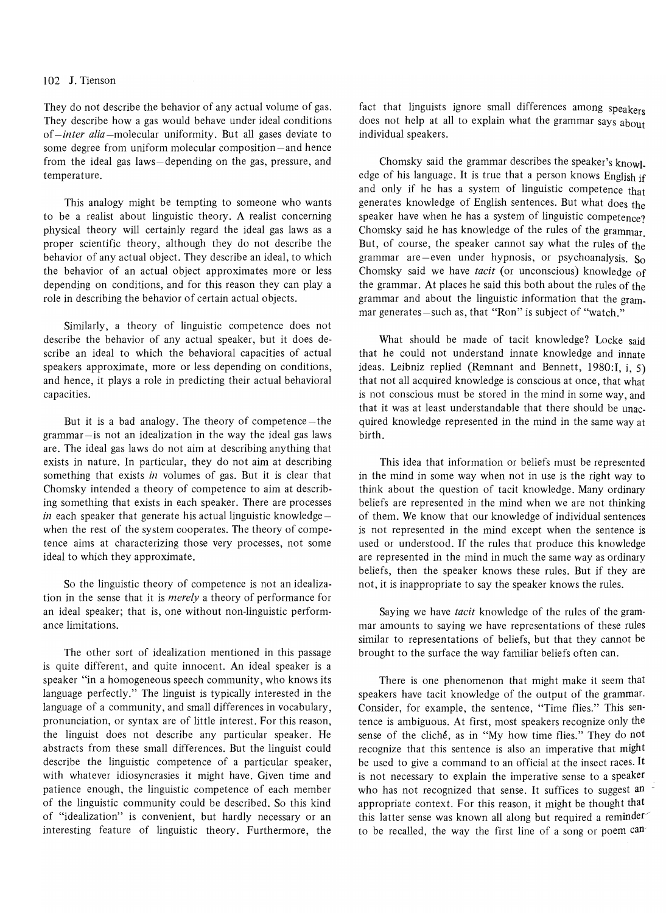They do not describe the behavior of any actual volume of gas. They describe how a gas would behave under ideal conditions of—*inter alia*—molecular uniformity. But all gases deviate to some degree from uniform molecular composition—and hence from the ideal gas laws—depending on the gas, pressure, and temperature.

This analogy might be tempting to someone who wants to be a realist about linguistic theory. A realist concerning physical theory will certainly regard the ideal gas laws as a proper scientific theory, although they do not describe the behavior of any actual object. They describe an ideal, to which the behavior of an actual object approximates more or less depending on conditions, and for this reason they can play a role in describing the behavior of certain actual objects.

Similarly, a theory of linguistic competence does not describe the behavior of any actual speaker, but it does describe an ideal to which the behavioral capacities of actual speakers approximate, more or less depending on conditions, and hence, it plays a role in predicting their actual behavioral capacities.

But it is a bad analogy. The theory of competence—the grammar—is not an idealization in the way the ideal gas laws are. The ideal gas laws do not aim at describing anything that exists in nature. In particular, they do not aim at describing something that exists *in* volumes of gas. But it is clear that Chomsky intended a theory of competence to aim at describing something that exists in each speaker. There are processes *in* each speaker that generate his actual linguistic knowledge—when the rest of the system cooperates. The theory of competence aims at characterizing those very processes, not some ideal to which they approximate.

So the linguistic theory of competence is not an idealization in the sense that it is *merely* a theory of performance for an ideal speaker; that is, one without non-linguistic performance limitations.

The other sort of idealization mentioned in this passage is quite different, and quite innocent. An ideal speaker is a speaker "in a homogeneous speech community, who knows its language perfectly." The linguist is typically interested in the language of a community, and small differences in vocabulary, pronunciation, or syntax are of little interest. For this reason, the linguist does not describe any particular speaker. He abstracts from these small differences. But the linguist could describe the linguistic competence of a particular speaker, with whatever idiosyncrasies it might have. Given time and patience enough, the linguistic competence of each member of the linguistic community could be described. So this kind of "idealization" is convenient, but hardly necessary or an interesting feature of linguistic theory. Furthermore, the fact that linguists ignore small differences among speakers does not help at all to explain what the grammar says about individual speakers.

Chomsky said the grammar describes the speaker's knowledge of his language. It is true that a person knows English if and only if he has a system of linguistic competence that generates knowledge of English sentences. But what does the speaker have when he has a system of linguistic competence? Chomsky said he has knowledge of the rules of the grammar. But, of course, the speaker cannot say what the rules of the grammar are—even under hypnosis, or psychoanalysis. So Chomsky said we have *tacit* (or unconscious) knowledge of the grammar. At places he said this both about the rules of the grammar and about the linguistic information that the grammar generates—such as, that "Ron" is subject of "watch."

What should be made of tacit knowledge? Locke said that he could not understand innate knowledge and innate ideas. Leibniz replied (Remnant and Bennett, 1980:I, i, 5) that not all acquired knowledge is conscious at once, that what is not conscious must be stored in the mind in some way, and that it was at least understandable that there should be unacquired knowledge represented in the mind in the same way at birth.

This idea that information or beliefs must be represented in the mind in some way when not in use is the right way to think about the question of tacit knowledge. Many ordinary beliefs are represented in the mind when we are not thinking of them. We know that our knowledge of individual sentences is not represented in the mind except when the sentence is used or understood. If the rules that produce this knowledge are represented in the mind in much the same way as ordinary beliefs, then the speaker knows these rules. But if they are not, it is inappropriate to say the speaker knows the rules.

Saying we have *tacit* knowledge of the rules of the grammar amounts to saying we have representations of these rules similar to representations of beliefs, but that they cannot be brought to the surface the way familiar beliefs often can.

There is one phenomenon that might make it seem that speakers have tacit knowledge of the output of the grammar. Consider, for example, the sentence, "Time flies." This sentence is ambiguous. At first, most speakers recognize only the sense of the cliché, as in "My how time flies." They do not recognize that this sentence is also an imperative that might be used to give a command to an official at the insect races. It is not necessary to explain the imperative sense to a speaker who has not recognized that sense. It suffices to suggest an appropriate context. For this reason, it might be thought that this latter sense was known all along but required a reminder to be recalled, the way the first line of a song or poem can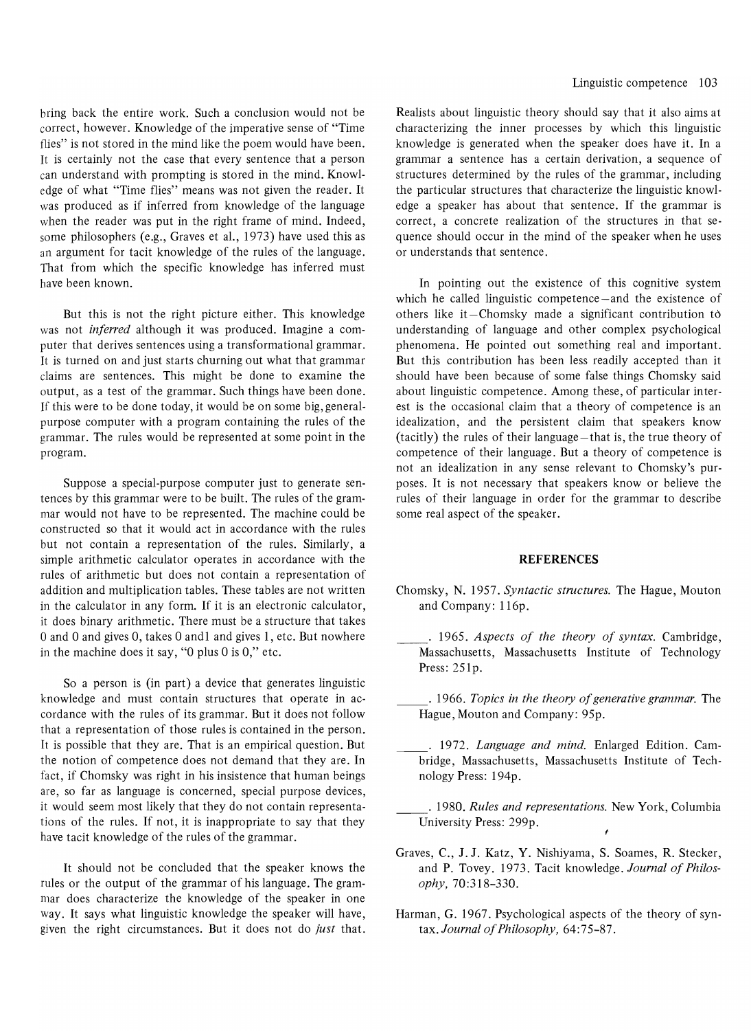bring back the entire work. Such a conclusion would not be correct, however. Knowledge of the imperative sense of "Time flies" is not stored in the mind like the poem would have been. It is certainly not the case that every sentence that a person can understand with prompting is stored in the mind. Knowledge of what "Time flies" means was not given the reader. It was produced as if inferred from knowledge of the language when the reader was put in the right frame of mind. Indeed, some philosophers (e.g., Graves et al., 1973) have used this as an argument for tacit knowledge of the rules of the language. That from which the specific knowledge has inferred must have been known.

But this is not the right picture either. This knowledge was not *inferred* although it was produced. Imagine a computer that derives sentences using a transformational grammar. It is turned on and just starts churning out what that grammar claims are sentences. This might be done to examine the output, as a test of the grammar. Such things have been done. If this were to be done today, it would be on some big, general-purpose computer with a program containing the rules of the grammar. The rules would be represented at some point in the program.

Suppose a special-purpose computer just to generate sentences by this grammar were to be built. The rules of the grammar would not have to be represented. The machine could be constructed so that it would act in accordance with the rules but not contain a representation of the rules. Similarly, a simple arithmetic calculator operates in accordance with the rules of arithmetic but does not contain a representation of addition and multiplication tables. These tables are not written in the calculator in any form. If it is an electronic calculator, it does binary arithmetic. There must be a structure that takes 0 and 0 and gives 0, takes 0 and1 and gives 1, etc. But nowhere in the machine does it say, "0 plus 0 is 0," etc.

So a person is (in part) a device that generates linguistic knowledge and must contain structures that operate in accordance with the rules of its grammar. But it does not follow that a representation of those rules is contained in the person. It is possible that they are. That is an empirical question. But the notion of competence does not demand that they are. In fact, if Chomsky was right in his insistence that human beings are, so far as language is concerned, special purpose devices, it would seem most likely that they do not contain representations of the rules. If not, it is inappropriate to say that they have tacit knowledge of the rules of the grammar.

It should not be concluded that the speaker knows the rules or the output of the grammar of his language. The grammar does characterize the knowledge of the speaker in one way. It says what linguistic knowledge the speaker will have, given the right circumstances. But it does not do *just* that. Realists about linguistic theory should say that it also aims at characterizing the inner processes by which this linguistic knowledge is generated when the speaker does have it. In a grammar a sentence has a certain derivation, a sequence of structures determined by the rules of the grammar, including the particular structures that characterize the linguistic knowledge a speaker has about that sentence. If the grammar is correct, a concrete realization of the structures in that sequence should occur in the mind of the speaker when he uses or understands that sentence.

In pointing out the existence of this cognitive system which he called linguistic competence—and the existence of others like it—Chomsky made a significant contribution to understanding of language and other complex psychological phenomena. He pointed out something real and important. But this contribution has been less readily accepted than it should have been because of some false things Chomsky said about linguistic competence. Among these, of particular interest is the occasional claim that a theory of competence is an idealization, and the persistent claim that speakers know (tacitly) the rules of their language—that is, the true theory of competence of their language. But a theory of competence is not an idealization in any sense relevant to Chomsky's purposes. It is not necessary that speakers know or believe the rules of their language in order for the grammar to describe some real aspect of the speaker.

## REFERENCES

Chomsky, N. 1957. *Syntactic structures.* The Hague, Mouton and Company: 116p.

_____. 1965. *Aspects of the theory of syntax.* Cambridge, Massachusetts, Massachusetts Institute of Technology Press: 251p.

_____. 1966. *Topics in the theory of generative grammar.* The Hague, Mouton and Company: 95p.

_____. 1972. *Language and mind.* Enlarged Edition. Cambridge, Massachusetts, Massachusetts Institute of Technology Press: 194p.

_____. 1980. *Rules and representations.* New York, Columbia University Press: 299p.

Graves, C., J. J. Katz, Y. Nishiyama, S. Soames, R. Stecker, and P. Tovey. 1973. Tacit knowledge. *Journal of Philosophy,* 70:318-330.

Harman, G. 1967. Psychological aspects of the theory of syntax. *Journal of Philosophy,* 64:75-87.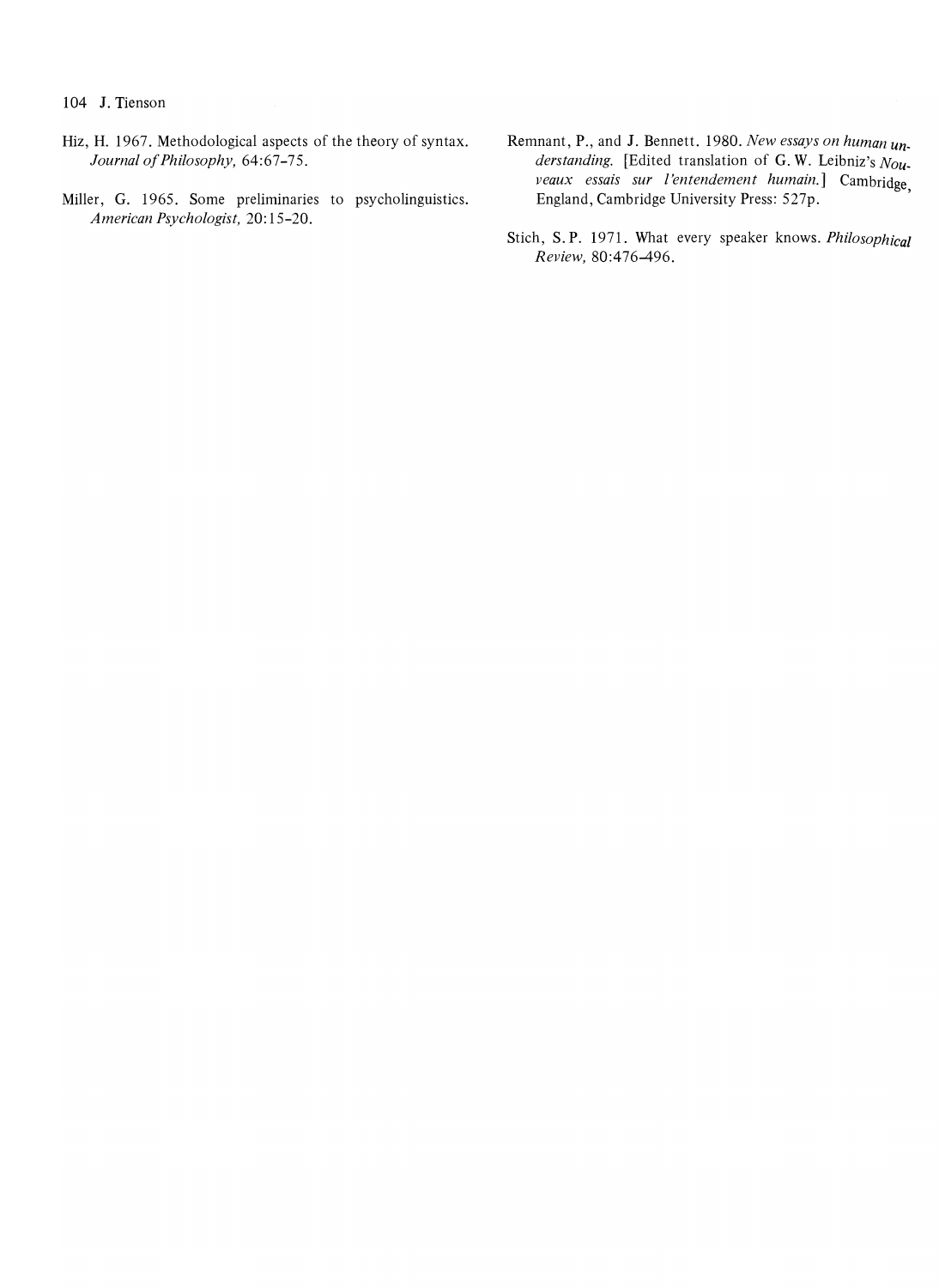Hiz, H. 1967. Methodological aspects of the theory of syntax. *Journal of Philosophy,* 64:67–75.

Miller, G. 1965. Some preliminaries to psycholinguistics. *American Psychologist,* 20:15–20.

Remnant, P., and J. Bennett. 1980. *New essays on human understanding.* [Edited translation of G. W. Leibniz's *Nouveaux essais sur l'entendement humain.*] Cambridge, England, Cambridge University Press: 527p.

Stich, S. P. 1971. What every speaker knows. *Philosophical Review,* 80:476–496.